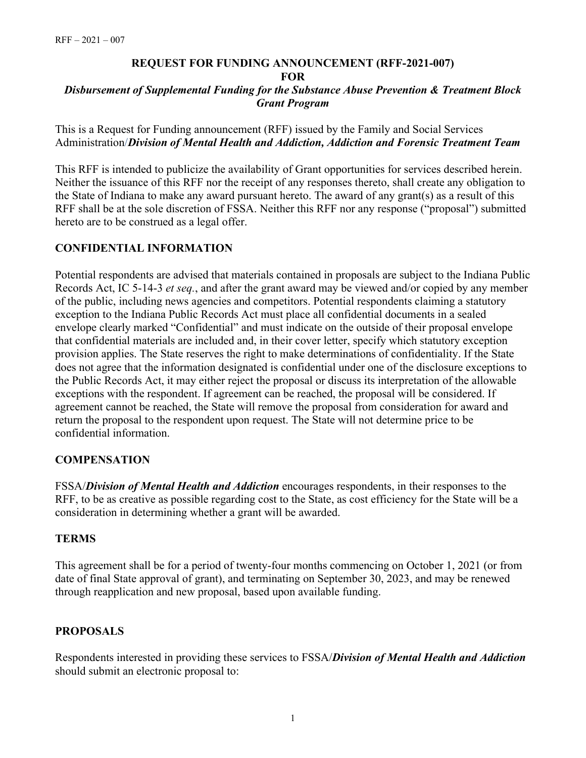**REQUEST FOR FUNDING ANNOUNCEMENT (RFF-2021-007)**
**FOR**
***Disbursement of Supplemental Funding for the Substance Abuse Prevention & Treatment Block Grant Program***

This is a Request for Funding announcement (RFF) issued by the Family and Social Services Administration/***Division of Mental Health and Addiction, Addiction and Forensic Treatment Team***

This RFF is intended to publicize the availability of Grant opportunities for services described herein. Neither the issuance of this RFF nor the receipt of any responses thereto, shall create any obligation to the State of Indiana to make any award pursuant hereto. The award of any grant(s) as a result of this RFF shall be at the sole discretion of FSSA. Neither this RFF nor any response ("proposal") submitted hereto are to be construed as a legal offer.

## CONFIDENTIAL INFORMATION

Potential respondents are advised that materials contained in proposals are subject to the Indiana Public Records Act, IC 5-14-3 *et seq.*, and after the grant award may be viewed and/or copied by any member of the public, including news agencies and competitors. Potential respondents claiming a statutory exception to the Indiana Public Records Act must place all confidential documents in a sealed envelope clearly marked "Confidential" and must indicate on the outside of their proposal envelope that confidential materials are included and, in their cover letter, specify which statutory exception provision applies. The State reserves the right to make determinations of confidentiality. If the State does not agree that the information designated is confidential under one of the disclosure exceptions to the Public Records Act, it may either reject the proposal or discuss its interpretation of the allowable exceptions with the respondent. If agreement can be reached, the proposal will be considered. If agreement cannot be reached, the State will remove the proposal from consideration for award and return the proposal to the respondent upon request. The State will not determine price to be confidential information.

## COMPENSATION

FSSA/***Division of Mental Health and Addiction*** encourages respondents, in their responses to the RFF, to be as creative as possible regarding cost to the State, as cost efficiency for the State will be a consideration in determining whether a grant will be awarded.

## TERMS

This agreement shall be for a period of twenty-four months commencing on October 1, 2021 (or from date of final State approval of grant), and terminating on September 30, 2023, and may be renewed through reapplication and new proposal, based upon available funding.

## PROPOSALS

Respondents interested in providing these services to FSSA/***Division of Mental Health and Addiction*** should submit an electronic proposal to: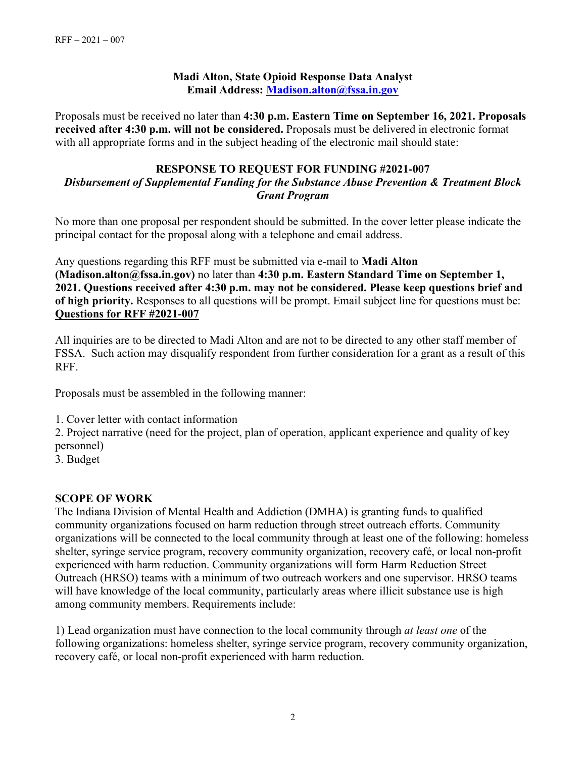**Madi Alton, State Opioid Response Data Analyst**
**Email Address: [Madison.alton@fssa.in.gov](mailto:Madison.alton@fssa.in.gov)**

Proposals must be received no later than **4:30 p.m. Eastern Time on September 16, 2021. Proposals received after 4:30 p.m. will not be considered.** Proposals must be delivered in electronic format with all appropriate forms and in the subject heading of the electronic mail should state:

**RESPONSE TO REQUEST FOR FUNDING #2021-007**
***Disbursement of Supplemental Funding for the Substance Abuse Prevention & Treatment Block Grant Program***

No more than one proposal per respondent should be submitted. In the cover letter please indicate the principal contact for the proposal along with a telephone and email address.

Any questions regarding this RFF must be submitted via e-mail to **Madi Alton (Madison.alton@fssa.in.gov)** no later than **4:30 p.m. Eastern Standard Time on September 1, 2021. Questions received after 4:30 p.m. may not be considered. Please keep questions brief and of high priority.** Responses to all questions will be prompt. Email subject line for questions must be: **Questions for RFF #2021-007**

All inquiries are to be directed to Madi Alton and are not to be directed to any other staff member of FSSA. Such action may disqualify respondent from further consideration for a grant as a result of this RFF.

Proposals must be assembled in the following manner:

1. Cover letter with contact information
2. Project narrative (need for the project, plan of operation, applicant experience and quality of key personnel)
3. Budget

## SCOPE OF WORK

The Indiana Division of Mental Health and Addiction (DMHA) is granting funds to qualified community organizations focused on harm reduction through street outreach efforts. Community organizations will be connected to the local community through at least one of the following: homeless shelter, syringe service program, recovery community organization, recovery café, or local non-profit experienced with harm reduction. Community organizations will form Harm Reduction Street Outreach (HRSO) teams with a minimum of two outreach workers and one supervisor. HRSO teams will have knowledge of the local community, particularly areas where illicit substance use is high among community members. Requirements include:

1) Lead organization must have connection to the local community through *at least one* of the following organizations: homeless shelter, syringe service program, recovery community organization, recovery café, or local non-profit experienced with harm reduction.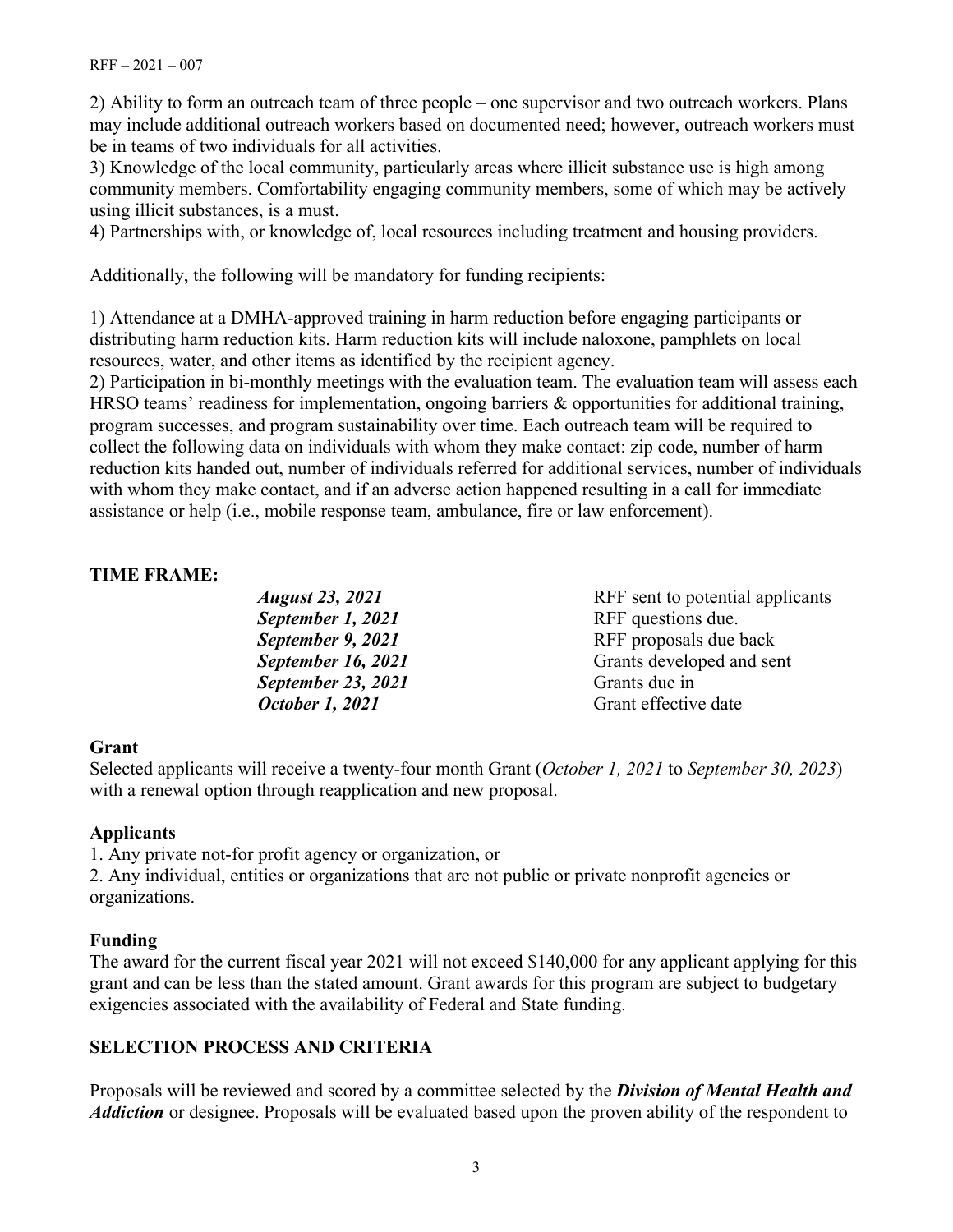2) Ability to form an outreach team of three people – one supervisor and two outreach workers. Plans may include additional outreach workers based on documented need; however, outreach workers must be in teams of two individuals for all activities.
3) Knowledge of the local community, particularly areas where illicit substance use is high among community members. Comfortability engaging community members, some of which may be actively using illicit substances, is a must.
4) Partnerships with, or knowledge of, local resources including treatment and housing providers.

Additionally, the following will be mandatory for funding recipients:

1) Attendance at a DMHA-approved training in harm reduction before engaging participants or distributing harm reduction kits. Harm reduction kits will include naloxone, pamphlets on local resources, water, and other items as identified by the recipient agency.
2) Participation in bi-monthly meetings with the evaluation team. The evaluation team will assess each HRSO teams' readiness for implementation, ongoing barriers & opportunities for additional training, program successes, and program sustainability over time. Each outreach team will be required to collect the following data on individuals with whom they make contact: zip code, number of harm reduction kits handed out, number of individuals referred for additional services, number of individuals with whom they make contact, and if an adverse action happened resulting in a call for immediate assistance or help (i.e., mobile response team, ambulance, fire or law enforcement).

**TIME FRAME:**

| | |
|---|---|
| ***August 23, 2021*** | RFF sent to potential applicants |
| ***September 1, 2021*** | RFF questions due. |
| ***September 9, 2021*** | RFF proposals due back |
| ***September 16, 2021*** | Grants developed and sent |
| ***September 23, 2021*** | Grants due in |
| ***October 1, 2021*** | Grant effective date |

**Grant**

Selected applicants will receive a twenty-four month Grant (*October 1, 2021* to *September 30, 2023*) with a renewal option through reapplication and new proposal.

**Applicants**

1. Any private not-for profit agency or organization, or
2. Any individual, entities or organizations that are not public or private nonprofit agencies or organizations.

**Funding**

The award for the current fiscal year 2021 will not exceed $140,000 for any applicant applying for this grant and can be less than the stated amount. Grant awards for this program are subject to budgetary exigencies associated with the availability of Federal and State funding.

## SELECTION PROCESS AND CRITERIA

Proposals will be reviewed and scored by a committee selected by the ***Division of Mental Health and Addiction*** or designee. Proposals will be evaluated based upon the proven ability of the respondent to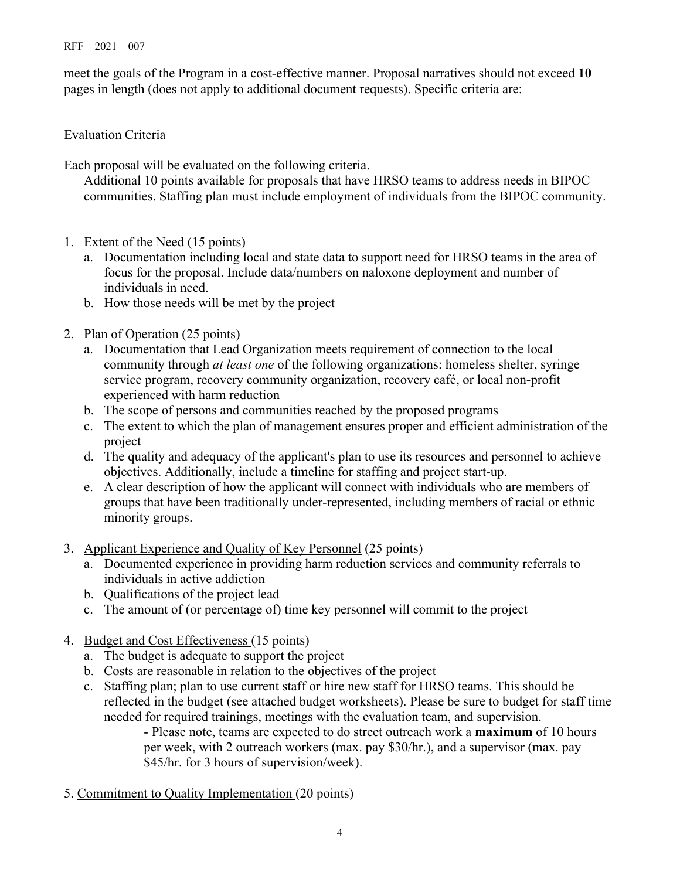meet the goals of the Program in a cost-effective manner. Proposal narratives should not exceed **10** pages in length (does not apply to additional document requests). Specific criteria are:

<u>Evaluation Criteria</u>

Each proposal will be evaluated on the following criteria.

Additional 10 points available for proposals that have HRSO teams to address needs in BIPOC communities. Staffing plan must include employment of individuals from the BIPOC community.

1. <u>Extent of the Need</u> (15 points)
   a. Documentation including local and state data to support need for HRSO teams in the area of focus for the proposal. Include data/numbers on naloxone deployment and number of individuals in need.
   b. How those needs will be met by the project

2. <u>Plan of Operation</u> (25 points)
   a. Documentation that Lead Organization meets requirement of connection to the local community through *at least one* of the following organizations: homeless shelter, syringe service program, recovery community organization, recovery café, or local non-profit experienced with harm reduction
   b. The scope of persons and communities reached by the proposed programs
   c. The extent to which the plan of management ensures proper and efficient administration of the project
   d. The quality and adequacy of the applicant's plan to use its resources and personnel to achieve objectives. Additionally, include a timeline for staffing and project start-up.
   e. A clear description of how the applicant will connect with individuals who are members of groups that have been traditionally under-represented, including members of racial or ethnic minority groups.

3. <u>Applicant Experience and Quality of Key Personnel</u> (25 points)
   a. Documented experience in providing harm reduction services and community referrals to individuals in active addiction
   b. Qualifications of the project lead
   c. The amount of (or percentage of) time key personnel will commit to the project

4. <u>Budget and Cost Effectiveness</u> (15 points)
   a. The budget is adequate to support the project
   b. Costs are reasonable in relation to the objectives of the project
   c. Staffing plan; plan to use current staff or hire new staff for HRSO teams. This should be reflected in the budget (see attached budget worksheets). Please be sure to budget for staff time needed for required trainings, meetings with the evaluation team, and supervision.
      - Please note, teams are expected to do street outreach work a **maximum** of 10 hours per week, with 2 outreach workers (max. pay $30/hr.), and a supervisor (max. pay $45/hr. for 3 hours of supervision/week).

5. <u>Commitment to Quality Implementation</u> (20 points)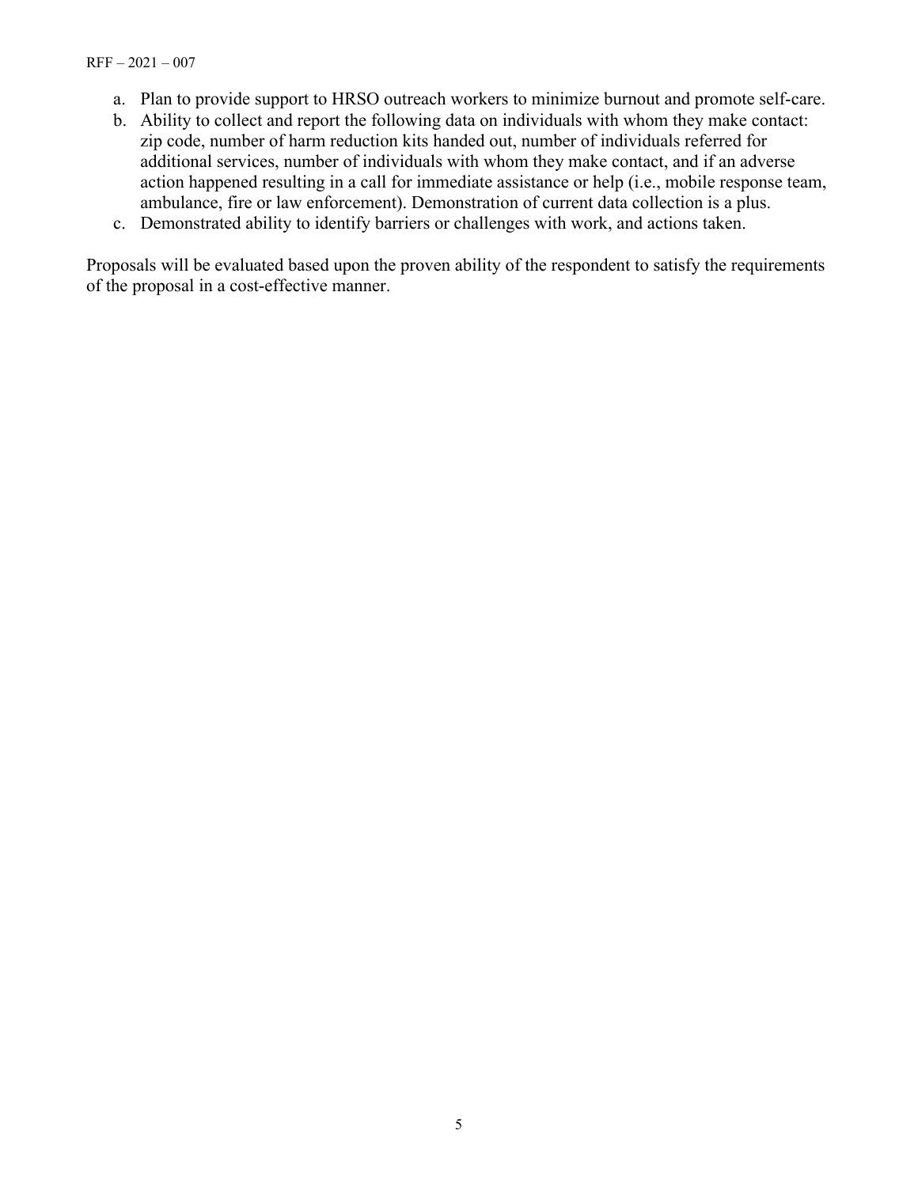a. Plan to provide support to HRSO outreach workers to minimize burnout and promote self-care.
b. Ability to collect and report the following data on individuals with whom they make contact: zip code, number of harm reduction kits handed out, number of individuals referred for additional services, number of individuals with whom they make contact, and if an adverse action happened resulting in a call for immediate assistance or help (i.e., mobile response team, ambulance, fire or law enforcement). Demonstration of current data collection is a plus.
c. Demonstrated ability to identify barriers or challenges with work, and actions taken.

Proposals will be evaluated based upon the proven ability of the respondent to satisfy the requirements of the proposal in a cost-effective manner.